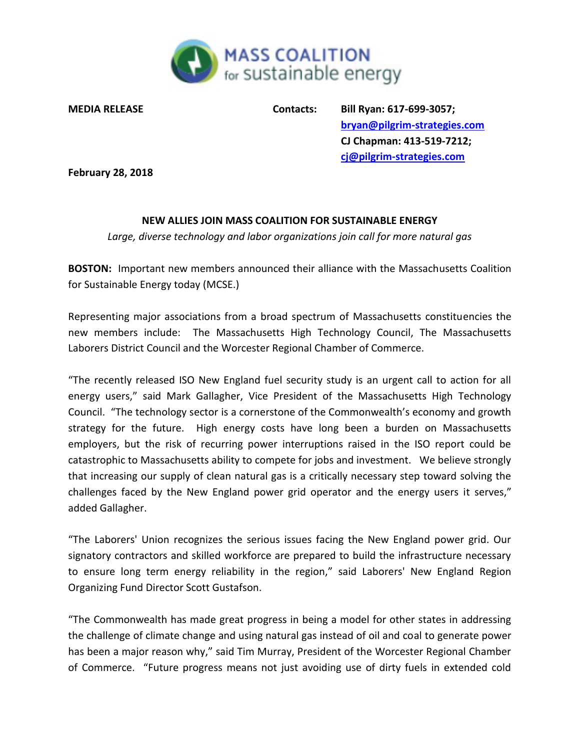MASS COALITION for sustainable energy

**MEDIA RELEASE**

**Contacts:** **Bill Ryan: 617-699-3057;**
**[bryan@pilgrim-strategies.com](mailto:bryan@pilgrim-strategies.com)**
**CJ Chapman: 413-519-7212;**
**[cj@pilgrim-strategies.com](mailto:cj@pilgrim-strategies.com)**

**February 28, 2018**

## NEW ALLIES JOIN MASS COALITION FOR SUSTAINABLE ENERGY

*Large, diverse technology and labor organizations join call for more natural gas*

**BOSTON:** Important new members announced their alliance with the Massachusetts Coalition for Sustainable Energy today (MCSE.)

Representing major associations from a broad spectrum of Massachusetts constituencies the new members include: The Massachusetts High Technology Council, The Massachusetts Laborers District Council and the Worcester Regional Chamber of Commerce.

"The recently released ISO New England fuel security study is an urgent call to action for all energy users," said Mark Gallagher, Vice President of the Massachusetts High Technology Council. "The technology sector is a cornerstone of the Commonwealth's economy and growth strategy for the future. High energy costs have long been a burden on Massachusetts employers, but the risk of recurring power interruptions raised in the ISO report could be catastrophic to Massachusetts ability to compete for jobs and investment. We believe strongly that increasing our supply of clean natural gas is a critically necessary step toward solving the challenges faced by the New England power grid operator and the energy users it serves," added Gallagher.

"The Laborers' Union recognizes the serious issues facing the New England power grid. Our signatory contractors and skilled workforce are prepared to build the infrastructure necessary to ensure long term energy reliability in the region," said Laborers' New England Region Organizing Fund Director Scott Gustafson.

"The Commonwealth has made great progress in being a model for other states in addressing the challenge of climate change and using natural gas instead of oil and coal to generate power has been a major reason why," said Tim Murray, President of the Worcester Regional Chamber of Commerce. "Future progress means not just avoiding use of dirty fuels in extended cold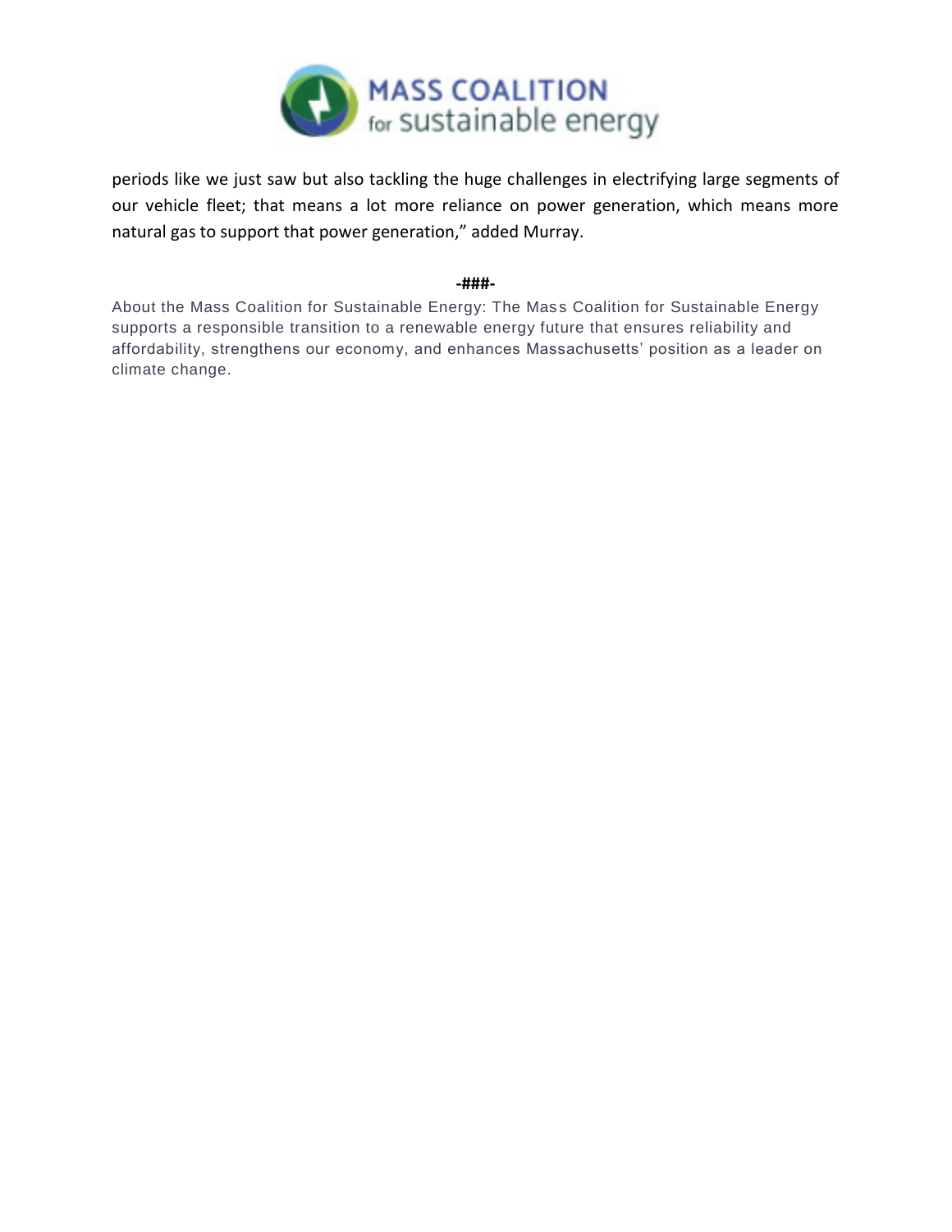periods like we just saw but also tackling the huge challenges in electrifying large segments of our vehicle fleet; that means a lot more reliance on power generation, which means more natural gas to support that power generation," added Murray.

**-###-**

About the Mass Coalition for Sustainable Energy: The Mass Coalition for Sustainable Energy supports a responsible transition to a renewable energy future that ensures reliability and affordability, strengthens our economy, and enhances Massachusetts' position as a leader on climate change.